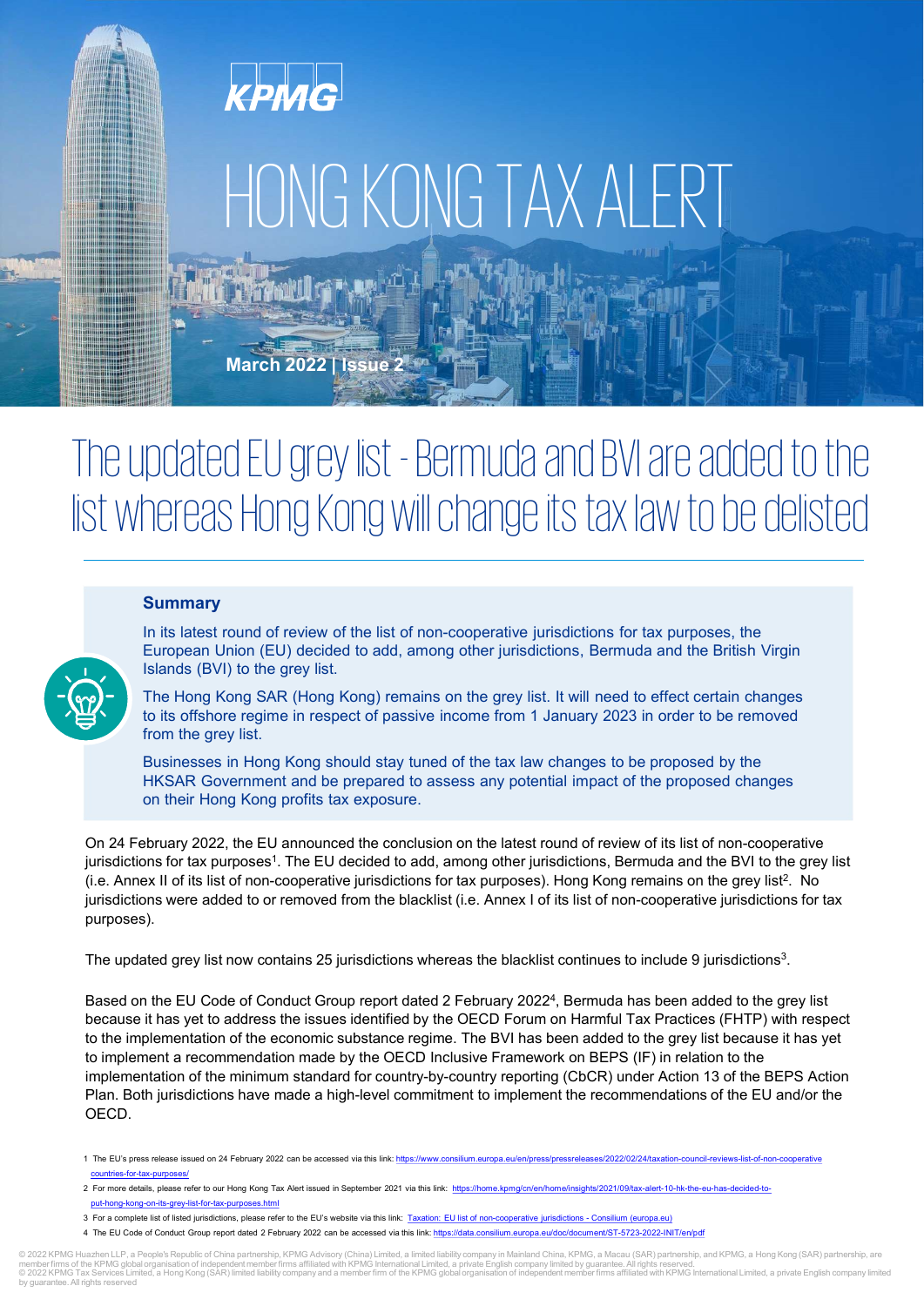KPMG

# HONG KONG TAX ALERT

**March 2022 | Issue 2**

## The updated EU grey list - Bermuda and BVI are added to the list whereas Hong Kong will change its tax law to be delisted

### Summary

In its latest round of review of the list of non-cooperative jurisdictions for tax purposes, the European Union (EU) decided to add, among other jurisdictions, Bermuda and the British Virgin Islands (BVI) to the grey list.

The Hong Kong SAR (Hong Kong) remains on the grey list. It will need to effect certain changes to its offshore regime in respect of passive income from 1 January 2023 in order to be removed from the grey list.

Businesses in Hong Kong should stay tuned of the tax law changes to be proposed by the HKSAR Government and be prepared to assess any potential impact of the proposed changes on their Hong Kong profits tax exposure.

On 24 February 2022, the EU announced the conclusion on the latest round of review of its list of non-cooperative jurisdictions for tax purposes[1]. The EU decided to add, among other jurisdictions, Bermuda and the BVI to the grey list (i.e. Annex II of its list of non-cooperative jurisdictions for tax purposes). Hong Kong remains on the grey list[2]. No jurisdictions were added to or removed from the blacklist (i.e. Annex I of its list of non-cooperative jurisdictions for tax purposes).

The updated grey list now contains 25 jurisdictions whereas the blacklist continues to include 9 jurisdictions[3].

Based on the EU Code of Conduct Group report dated 2 February 2022[4], Bermuda has been added to the grey list because it has yet to address the issues identified by the OECD Forum on Harmful Tax Practices (FHTP) with respect to the implementation of the economic substance regime. The BVI has been added to the grey list because it has yet to implement a recommendation made by the OECD Inclusive Framework on BEPS (IF) in relation to the implementation of the minimum standard for country-by-country reporting (CbCR) under Action 13 of the BEPS Action Plan. Both jurisdictions have made a high-level commitment to implement the recommendations of the EU and/or the OECD.

---

1 The EU's press release issued on 24 February 2022 can be accessed via this link: https://www.consilium.europa.eu/en/press/pressreleases/2022/02/24/taxation-council-reviews-list-of-non-cooperative countries-for-tax-purposes/

2 For more details, please refer to our Hong Kong Tax Alert issued in September 2021 via this link: https://home.kpmg/cn/en/home/insights/2021/09/tax-alert-10-hk-the-eu-has-decided-to-put-hong-kong-on-its-grey-list-for-tax-purposes.html

3 For a complete list of listed jurisdictions, please refer to the EU's website via this link: Taxation: EU list of non-cooperative jurisdictions - Consilium (europa.eu)

4 The EU Code of Conduct Group report dated 2 February 2022 can be accessed via this link: https://data.consilium.europa.eu/doc/document/ST-5723-2022-INIT/en/pdf

© 2022 KPMG Huazhen LLP, a People's Republic of China partnership, KPMG Advisory (China) Limited, a limited liability company in Mainland China, KPMG, a Macau (SAR) partnership, and KPMG, a Hong Kong (SAR) partnership, are member firms of the KPMG global organisation of independent member firms affiliated with KPMG International Limited, a private English company limited by guarantee. All rights reserved.
© 2022 KPMG Tax Services Limited, a Hong Kong (SAR) limited liability company and a member firm of the KPMG global organisation of independent member firms affiliated with KPMG International Limited, a private English company limited by guarantee. All rights reserved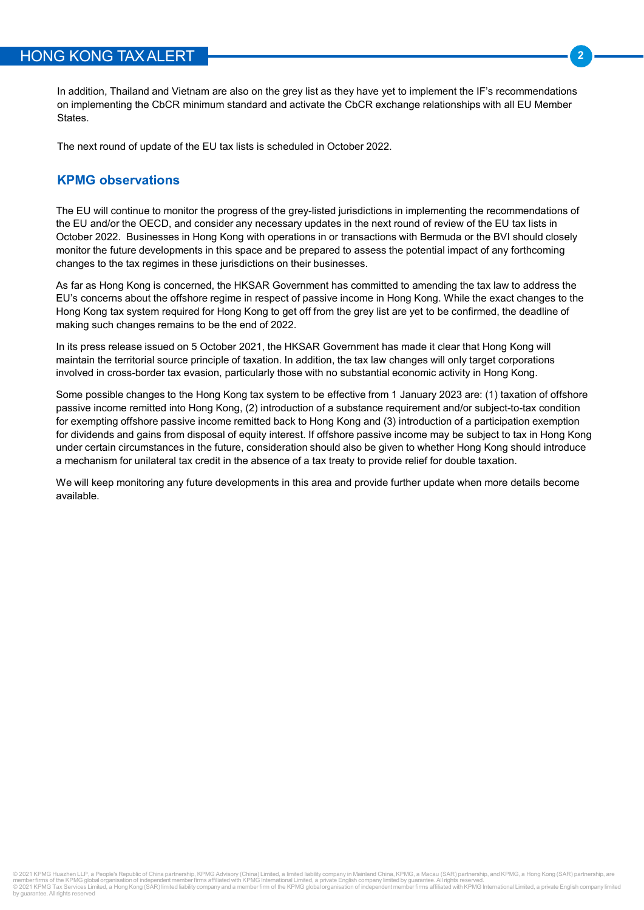In addition, Thailand and Vietnam are also on the grey list as they have yet to implement the IF's recommendations on implementing the CbCR minimum standard and activate the CbCR exchange relationships with all EU Member States.

The next round of update of the EU tax lists is scheduled in October 2022.

## KPMG observations

The EU will continue to monitor the progress of the grey-listed jurisdictions in implementing the recommendations of the EU and/or the OECD, and consider any necessary updates in the next round of review of the EU tax lists in October 2022. Businesses in Hong Kong with operations in or transactions with Bermuda or the BVI should closely monitor the future developments in this space and be prepared to assess the potential impact of any forthcoming changes to the tax regimes in these jurisdictions on their businesses.

As far as Hong Kong is concerned, the HKSAR Government has committed to amending the tax law to address the EU's concerns about the offshore regime in respect of passive income in Hong Kong. While the exact changes to the Hong Kong tax system required for Hong Kong to get off from the grey list are yet to be confirmed, the deadline of making such changes remains to be the end of 2022.

In its press release issued on 5 October 2021, the HKSAR Government has made it clear that Hong Kong will maintain the territorial source principle of taxation. In addition, the tax law changes will only target corporations involved in cross-border tax evasion, particularly those with no substantial economic activity in Hong Kong.

Some possible changes to the Hong Kong tax system to be effective from 1 January 2023 are: (1) taxation of offshore passive income remitted into Hong Kong, (2) introduction of a substance requirement and/or subject-to-tax condition for exempting offshore passive income remitted back to Hong Kong and (3) introduction of a participation exemption for dividends and gains from disposal of equity interest. If offshore passive income may be subject to tax in Hong Kong under certain circumstances in the future, consideration should also be given to whether Hong Kong should introduce a mechanism for unilateral tax credit in the absence of a tax treaty to provide relief for double taxation.

We will keep monitoring any future developments in this area and provide further update when more details become available.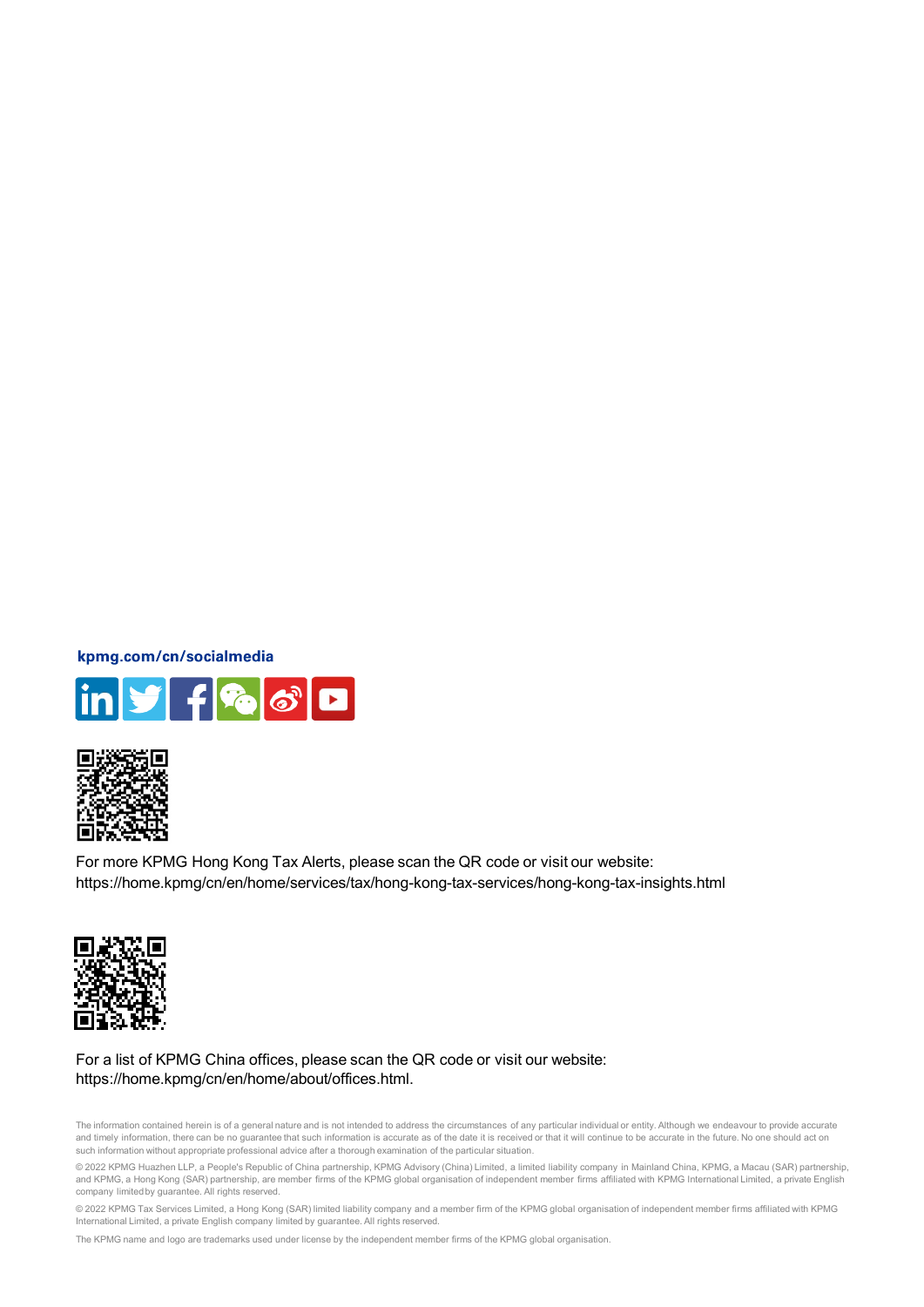**kpmg.com/cn/socialmedia**

For more KPMG Hong Kong Tax Alerts, please scan the QR code or visit our website:
https://home.kpmg/cn/en/home/services/tax/hong-kong-tax-services/hong-kong-tax-insights.html

For a list of KPMG China offices, please scan the QR code or visit our website:
https://home.kpmg/cn/en/home/about/offices.html.

The information contained herein is of a general nature and is not intended to address the circumstances of any particular individual or entity. Although we endeavour to provide accurate and timely information, there can be no guarantee that such information is accurate as of the date it is received or that it will continue to be accurate in the future. No one should act on such information without appropriate professional advice after a thorough examination of the particular situation.

© 2022 KPMG Huazhen LLP, a People's Republic of China partnership, KPMG Advisory (China) Limited, a limited liability company in Mainland China, KPMG, a Macau (SAR) partnership, and KPMG, a Hong Kong (SAR) partnership, are member firms of the KPMG global organisation of independent member firms affiliated with KPMG International Limited, a private English company limited by guarantee. All rights reserved.

© 2022 KPMG Tax Services Limited, a Hong Kong (SAR) limited liability company and a member firm of the KPMG global organisation of independent member firms affiliated with KPMG International Limited, a private English company limited by guarantee. All rights reserved.

The KPMG name and logo are trademarks used under license by the independent member firms of the KPMG global organisation.